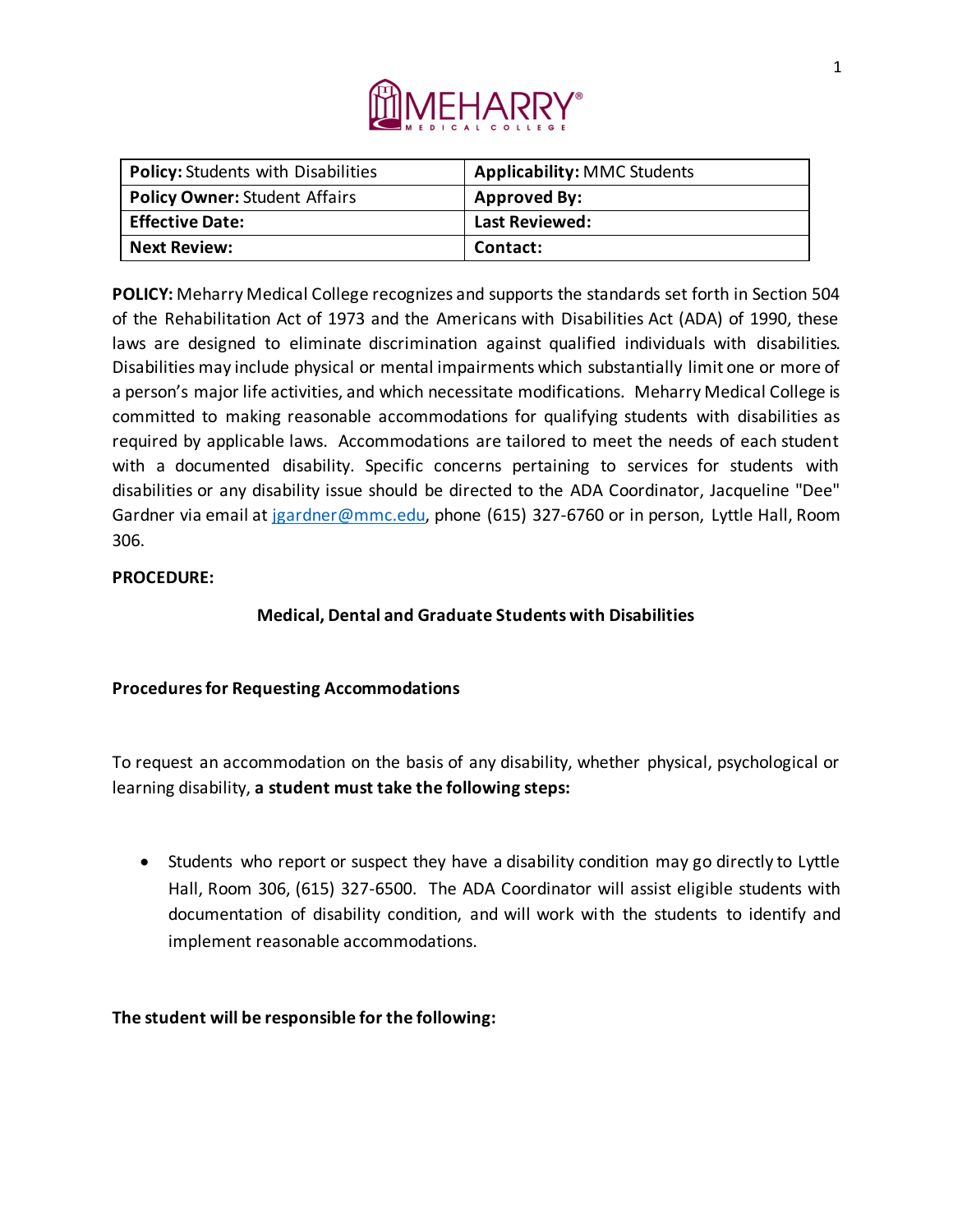| **Policy:** Students with Disabilities | **Applicability:** MMC Students |
|---|---|
| **Policy Owner:** Student Affairs | **Approved By:** |
| **Effective Date:** | **Last Reviewed:** |
| **Next Review:** | **Contact:** |

**POLICY:** Meharry Medical College recognizes and supports the standards set forth in Section 504 of the Rehabilitation Act of 1973 and the Americans with Disabilities Act (ADA) of 1990, these laws are designed to eliminate discrimination against qualified individuals with disabilities. Disabilities may include physical or mental impairments which substantially limit one or more of a person's major life activities, and which necessitate modifications. Meharry Medical College is committed to making reasonable accommodations for qualifying students with disabilities as required by applicable laws. Accommodations are tailored to meet the needs of each student with a documented disability. Specific concerns pertaining to services for students with disabilities or any disability issue should be directed to the ADA Coordinator, Jacqueline "Dee" Gardner via email at jgardner@mmc.edu, phone (615) 327-6760 or in person, Lyttle Hall, Room 306.

**PROCEDURE:**

## Medical, Dental and Graduate Students with Disabilities

### Procedures for Requesting Accommodations

To request an accommodation on the basis of any disability, whether physical, psychological or learning disability, **a student must take the following steps:**

- Students who report or suspect they have a disability condition may go directly to Lyttle Hall, Room 306, (615) 327-6500. The ADA Coordinator will assist eligible students with documentation of disability condition, and will work with the students to identify and implement reasonable accommodations.

**The student will be responsible for the following:**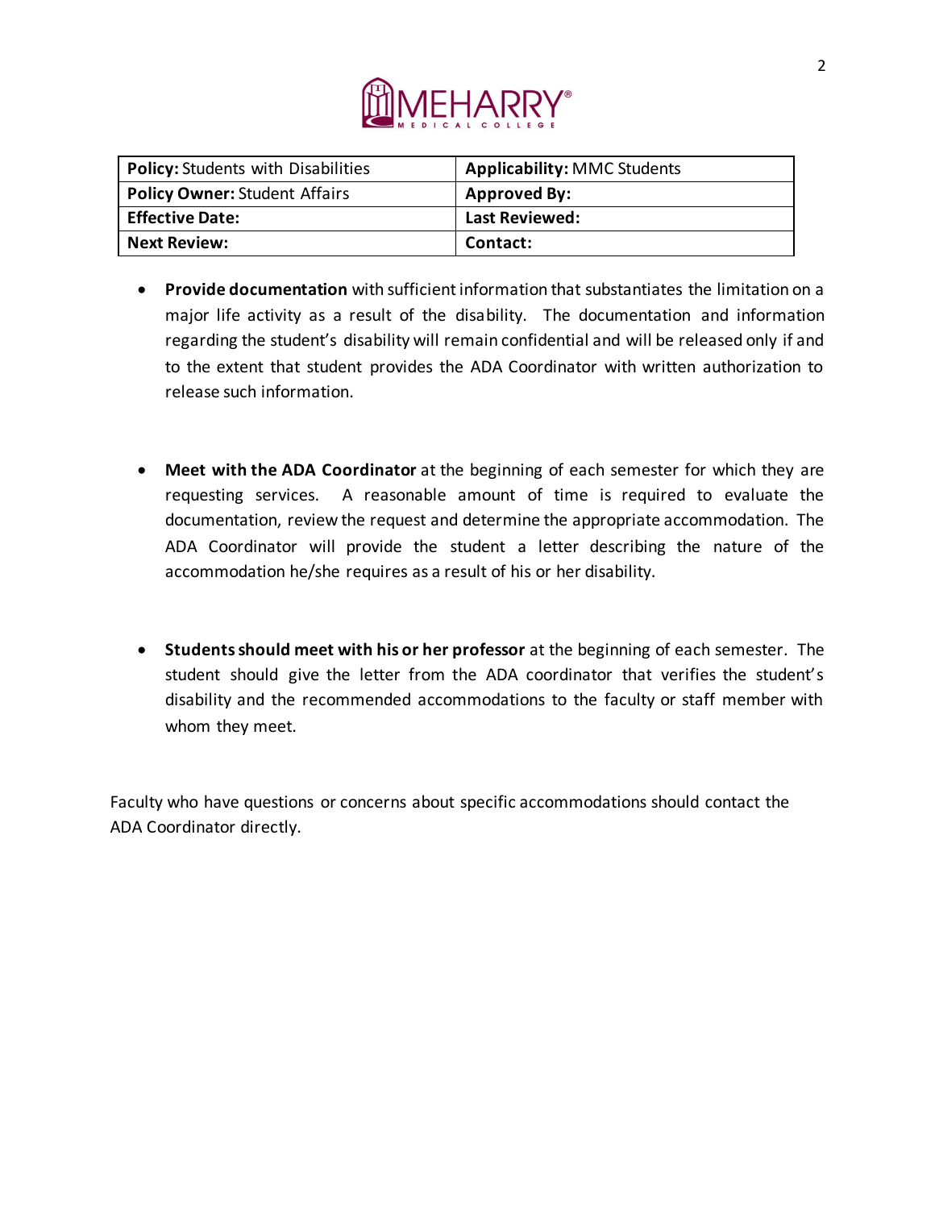| | |
|---|---|
| **Policy:** Students with Disabilities | **Applicability:** MMC Students |
| **Policy Owner:** Student Affairs | **Approved By:** |
| **Effective Date:** | **Last Reviewed:** |
| **Next Review:** | **Contact:** |

- **Provide documentation** with sufficient information that substantiates the limitation on a major life activity as a result of the disability. The documentation and information regarding the student's disability will remain confidential and will be released only if and to the extent that student provides the ADA Coordinator with written authorization to release such information.

- **Meet with the ADA Coordinator** at the beginning of each semester for which they are requesting services. A reasonable amount of time is required to evaluate the documentation, review the request and determine the appropriate accommodation. The ADA Coordinator will provide the student a letter describing the nature of the accommodation he/she requires as a result of his or her disability.

- **Students should meet with his or her professor** at the beginning of each semester. The student should give the letter from the ADA coordinator that verifies the student's disability and the recommended accommodations to the faculty or staff member with whom they meet.

Faculty who have questions or concerns about specific accommodations should contact the ADA Coordinator directly.